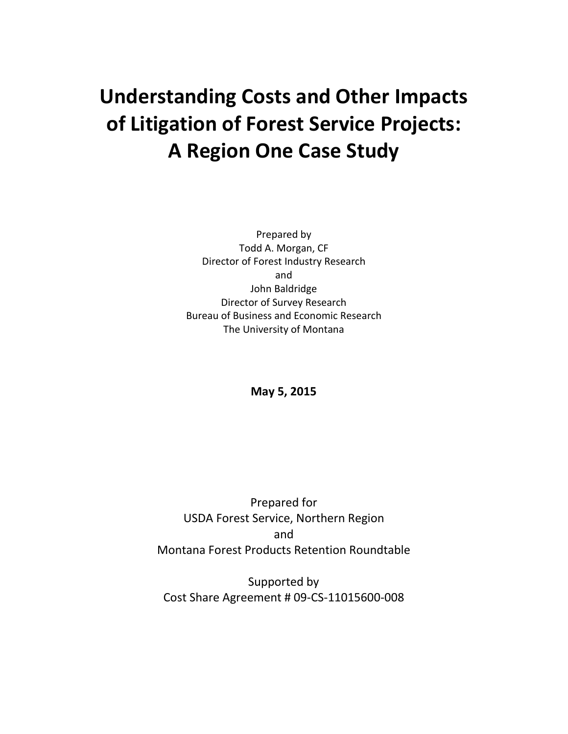# Understanding Costs and Other Impacts of Litigation of Forest Service Projects: A Region One Case Study

Prepared by
Todd A. Morgan, CF
Director of Forest Industry Research
and
John Baldridge
Director of Survey Research
Bureau of Business and Economic Research
The University of Montana

**May 5, 2015**

Prepared for
USDA Forest Service, Northern Region
and
Montana Forest Products Retention Roundtable

Supported by
Cost Share Agreement # 09-CS-11015600-008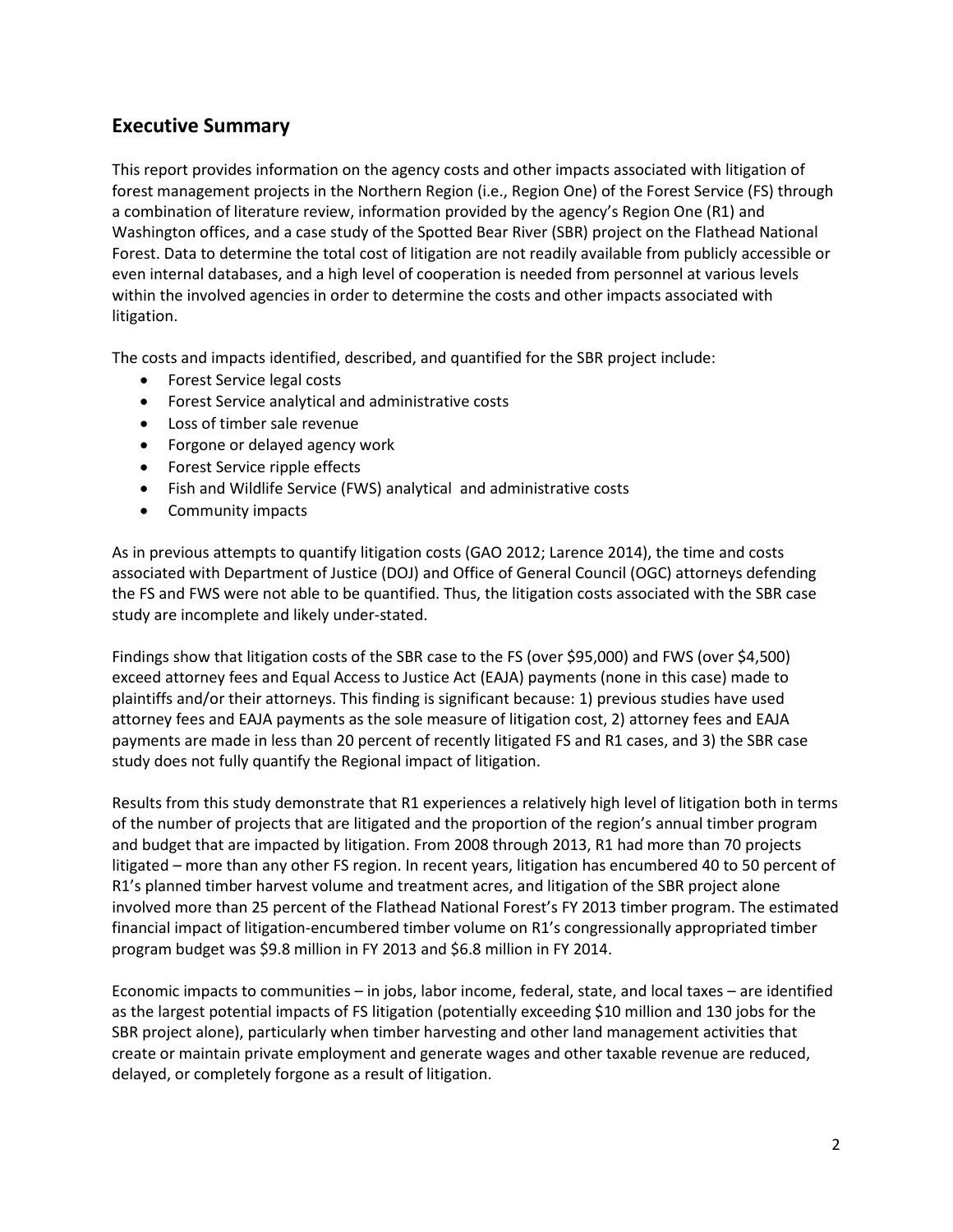## Executive Summary

This report provides information on the agency costs and other impacts associated with litigation of forest management projects in the Northern Region (i.e., Region One) of the Forest Service (FS) through a combination of literature review, information provided by the agency's Region One (R1) and Washington offices, and a case study of the Spotted Bear River (SBR) project on the Flathead National Forest. Data to determine the total cost of litigation are not readily available from publicly accessible or even internal databases, and a high level of cooperation is needed from personnel at various levels within the involved agencies in order to determine the costs and other impacts associated with litigation.

The costs and impacts identified, described, and quantified for the SBR project include:

- Forest Service legal costs
- Forest Service analytical and administrative costs
- Loss of timber sale revenue
- Forgone or delayed agency work
- Forest Service ripple effects
- Fish and Wildlife Service (FWS) analytical and administrative costs
- Community impacts

As in previous attempts to quantify litigation costs (GAO 2012; Larence 2014), the time and costs associated with Department of Justice (DOJ) and Office of General Council (OGC) attorneys defending the FS and FWS were not able to be quantified. Thus, the litigation costs associated with the SBR case study are incomplete and likely under-stated.

Findings show that litigation costs of the SBR case to the FS (over $95,000) and FWS (over $4,500) exceed attorney fees and Equal Access to Justice Act (EAJA) payments (none in this case) made to plaintiffs and/or their attorneys. This finding is significant because: 1) previous studies have used attorney fees and EAJA payments as the sole measure of litigation cost, 2) attorney fees and EAJA payments are made in less than 20 percent of recently litigated FS and R1 cases, and 3) the SBR case study does not fully quantify the Regional impact of litigation.

Results from this study demonstrate that R1 experiences a relatively high level of litigation both in terms of the number of projects that are litigated and the proportion of the region's annual timber program and budget that are impacted by litigation. From 2008 through 2013, R1 had more than 70 projects litigated – more than any other FS region. In recent years, litigation has encumbered 40 to 50 percent of R1's planned timber harvest volume and treatment acres, and litigation of the SBR project alone involved more than 25 percent of the Flathead National Forest's FY 2013 timber program. The estimated financial impact of litigation-encumbered timber volume on R1's congressionally appropriated timber program budget was $9.8 million in FY 2013 and $6.8 million in FY 2014.

Economic impacts to communities – in jobs, labor income, federal, state, and local taxes – are identified as the largest potential impacts of FS litigation (potentially exceeding $10 million and 130 jobs for the SBR project alone), particularly when timber harvesting and other land management activities that create or maintain private employment and generate wages and other taxable revenue are reduced, delayed, or completely forgone as a result of litigation.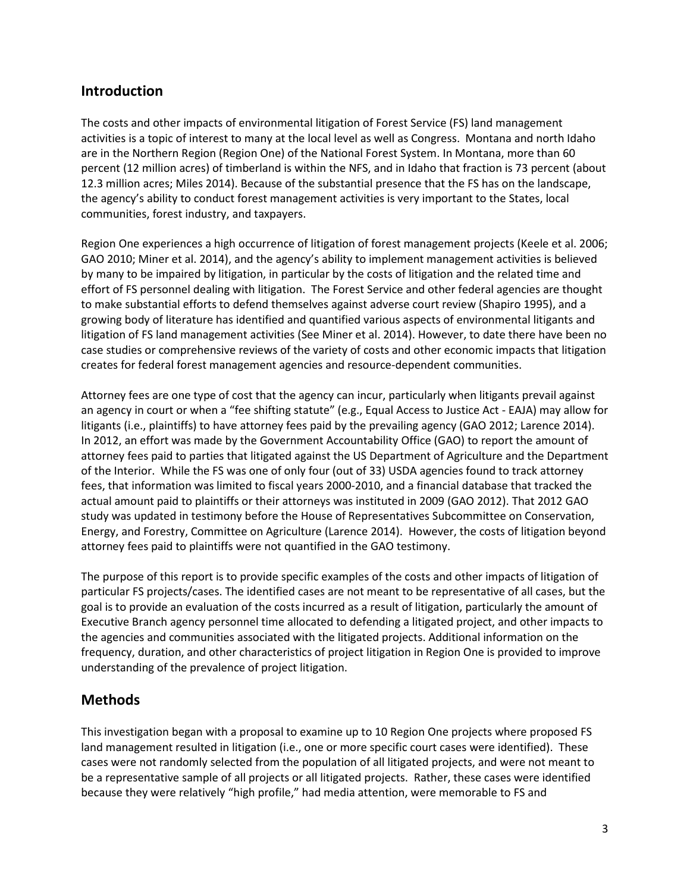## Introduction

The costs and other impacts of environmental litigation of Forest Service (FS) land management activities is a topic of interest to many at the local level as well as Congress. Montana and north Idaho are in the Northern Region (Region One) of the National Forest System. In Montana, more than 60 percent (12 million acres) of timberland is within the NFS, and in Idaho that fraction is 73 percent (about 12.3 million acres; Miles 2014). Because of the substantial presence that the FS has on the landscape, the agency's ability to conduct forest management activities is very important to the States, local communities, forest industry, and taxpayers.

Region One experiences a high occurrence of litigation of forest management projects (Keele et al. 2006; GAO 2010; Miner et al. 2014), and the agency's ability to implement management activities is believed by many to be impaired by litigation, in particular by the costs of litigation and the related time and effort of FS personnel dealing with litigation. The Forest Service and other federal agencies are thought to make substantial efforts to defend themselves against adverse court review (Shapiro 1995), and a growing body of literature has identified and quantified various aspects of environmental litigants and litigation of FS land management activities (See Miner et al. 2014). However, to date there have been no case studies or comprehensive reviews of the variety of costs and other economic impacts that litigation creates for federal forest management agencies and resource-dependent communities.

Attorney fees are one type of cost that the agency can incur, particularly when litigants prevail against an agency in court or when a "fee shifting statute" (e.g., Equal Access to Justice Act - EAJA) may allow for litigants (i.e., plaintiffs) to have attorney fees paid by the prevailing agency (GAO 2012; Larence 2014). In 2012, an effort was made by the Government Accountability Office (GAO) to report the amount of attorney fees paid to parties that litigated against the US Department of Agriculture and the Department of the Interior. While the FS was one of only four (out of 33) USDA agencies found to track attorney fees, that information was limited to fiscal years 2000-2010, and a financial database that tracked the actual amount paid to plaintiffs or their attorneys was instituted in 2009 (GAO 2012). That 2012 GAO study was updated in testimony before the House of Representatives Subcommittee on Conservation, Energy, and Forestry, Committee on Agriculture (Larence 2014). However, the costs of litigation beyond attorney fees paid to plaintiffs were not quantified in the GAO testimony.

The purpose of this report is to provide specific examples of the costs and other impacts of litigation of particular FS projects/cases. The identified cases are not meant to be representative of all cases, but the goal is to provide an evaluation of the costs incurred as a result of litigation, particularly the amount of Executive Branch agency personnel time allocated to defending a litigated project, and other impacts to the agencies and communities associated with the litigated projects. Additional information on the frequency, duration, and other characteristics of project litigation in Region One is provided to improve understanding of the prevalence of project litigation.

## Methods

This investigation began with a proposal to examine up to 10 Region One projects where proposed FS land management resulted in litigation (i.e., one or more specific court cases were identified). These cases were not randomly selected from the population of all litigated projects, and were not meant to be a representative sample of all projects or all litigated projects. Rather, these cases were identified because they were relatively "high profile," had media attention, were memorable to FS and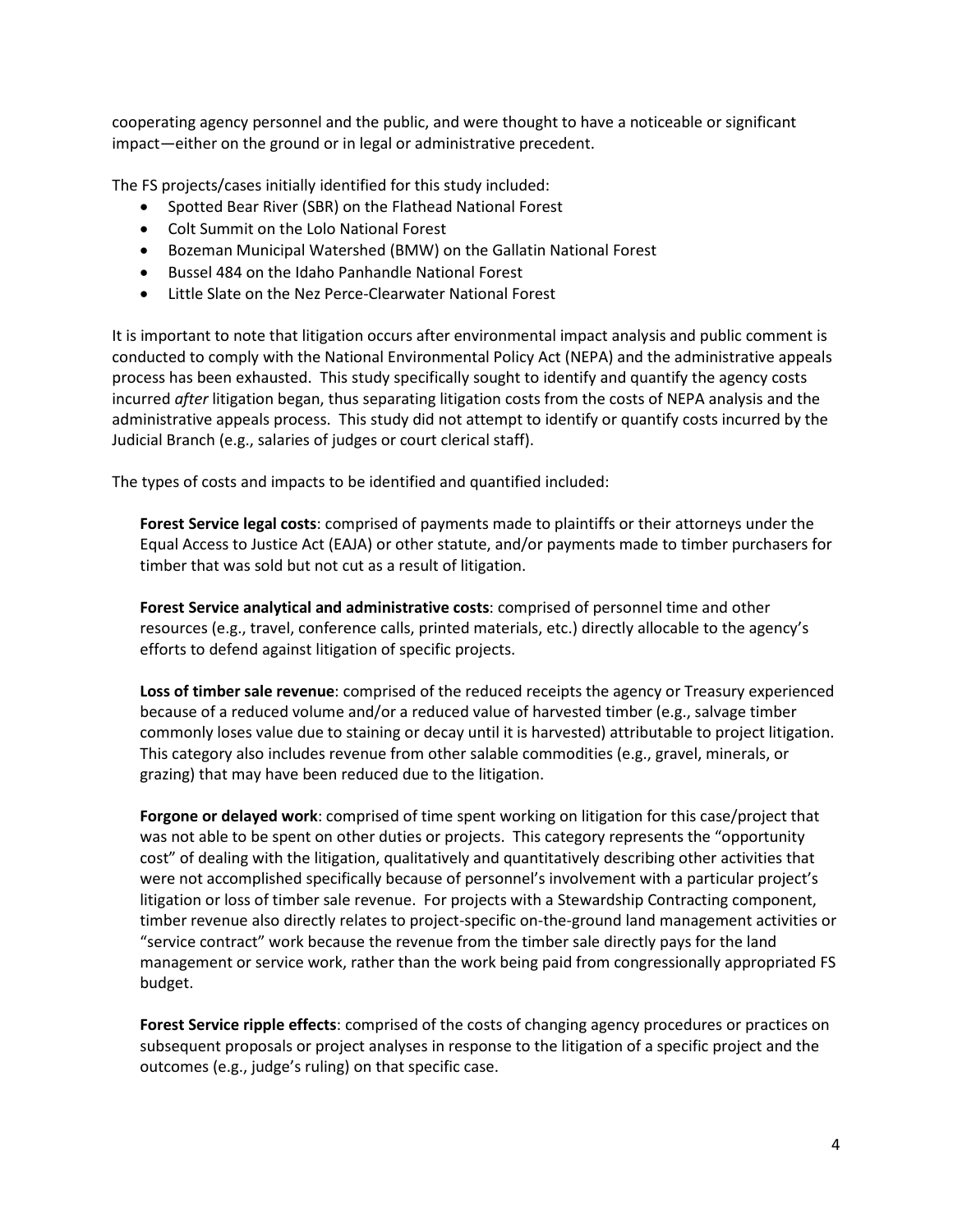cooperating agency personnel and the public, and were thought to have a noticeable or significant impact—either on the ground or in legal or administrative precedent.

The FS projects/cases initially identified for this study included:

- Spotted Bear River (SBR) on the Flathead National Forest
- Colt Summit on the Lolo National Forest
- Bozeman Municipal Watershed (BMW) on the Gallatin National Forest
- Bussel 484 on the Idaho Panhandle National Forest
- Little Slate on the Nez Perce-Clearwater National Forest

It is important to note that litigation occurs after environmental impact analysis and public comment is conducted to comply with the National Environmental Policy Act (NEPA) and the administrative appeals process has been exhausted. This study specifically sought to identify and quantify the agency costs incurred *after* litigation began, thus separating litigation costs from the costs of NEPA analysis and the administrative appeals process. This study did not attempt to identify or quantify costs incurred by the Judicial Branch (e.g., salaries of judges or court clerical staff).

The types of costs and impacts to be identified and quantified included:

**Forest Service legal costs**: comprised of payments made to plaintiffs or their attorneys under the Equal Access to Justice Act (EAJA) or other statute, and/or payments made to timber purchasers for timber that was sold but not cut as a result of litigation.

**Forest Service analytical and administrative costs**: comprised of personnel time and other resources (e.g., travel, conference calls, printed materials, etc.) directly allocable to the agency's efforts to defend against litigation of specific projects.

**Loss of timber sale revenue**: comprised of the reduced receipts the agency or Treasury experienced because of a reduced volume and/or a reduced value of harvested timber (e.g., salvage timber commonly loses value due to staining or decay until it is harvested) attributable to project litigation. This category also includes revenue from other salable commodities (e.g., gravel, minerals, or grazing) that may have been reduced due to the litigation.

**Forgone or delayed work**: comprised of time spent working on litigation for this case/project that was not able to be spent on other duties or projects. This category represents the "opportunity cost" of dealing with the litigation, qualitatively and quantitatively describing other activities that were not accomplished specifically because of personnel's involvement with a particular project's litigation or loss of timber sale revenue. For projects with a Stewardship Contracting component, timber revenue also directly relates to project-specific on-the-ground land management activities or "service contract" work because the revenue from the timber sale directly pays for the land management or service work, rather than the work being paid from congressionally appropriated FS budget.

**Forest Service ripple effects**: comprised of the costs of changing agency procedures or practices on subsequent proposals or project analyses in response to the litigation of a specific project and the outcomes (e.g., judge's ruling) on that specific case.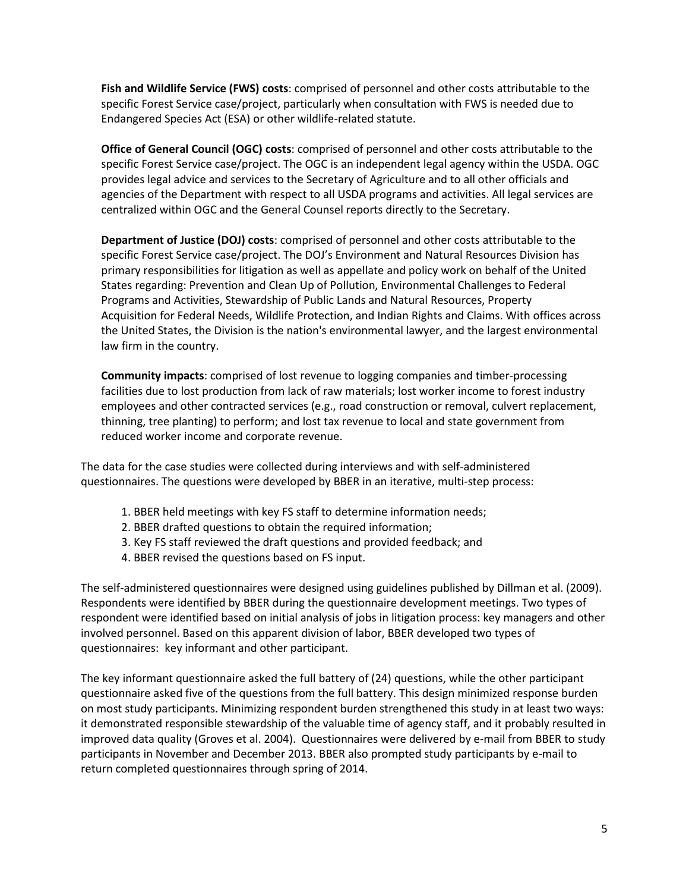**Fish and Wildlife Service (FWS) costs**: comprised of personnel and other costs attributable to the specific Forest Service case/project, particularly when consultation with FWS is needed due to Endangered Species Act (ESA) or other wildlife-related statute.

**Office of General Council (OGC) costs**: comprised of personnel and other costs attributable to the specific Forest Service case/project. The OGC is an independent legal agency within the USDA. OGC provides legal advice and services to the Secretary of Agriculture and to all other officials and agencies of the Department with respect to all USDA programs and activities. All legal services are centralized within OGC and the General Counsel reports directly to the Secretary.

**Department of Justice (DOJ) costs**: comprised of personnel and other costs attributable to the specific Forest Service case/project. The DOJ's Environment and Natural Resources Division has primary responsibilities for litigation as well as appellate and policy work on behalf of the United States regarding: Prevention and Clean Up of Pollution, Environmental Challenges to Federal Programs and Activities, Stewardship of Public Lands and Natural Resources, Property Acquisition for Federal Needs, Wildlife Protection, and Indian Rights and Claims. With offices across the United States, the Division is the nation's environmental lawyer, and the largest environmental law firm in the country.

**Community impacts**: comprised of lost revenue to logging companies and timber-processing facilities due to lost production from lack of raw materials; lost worker income to forest industry employees and other contracted services (e.g., road construction or removal, culvert replacement, thinning, tree planting) to perform; and lost tax revenue to local and state government from reduced worker income and corporate revenue.

The data for the case studies were collected during interviews and with self-administered questionnaires. The questions were developed by BBER in an iterative, multi-step process:

1. BBER held meetings with key FS staff to determine information needs;
2. BBER drafted questions to obtain the required information;
3. Key FS staff reviewed the draft questions and provided feedback; and
4. BBER revised the questions based on FS input.

The self-administered questionnaires were designed using guidelines published by Dillman et al. (2009). Respondents were identified by BBER during the questionnaire development meetings. Two types of respondent were identified based on initial analysis of jobs in litigation process: key managers and other involved personnel. Based on this apparent division of labor, BBER developed two types of questionnaires: key informant and other participant.

The key informant questionnaire asked the full battery of (24) questions, while the other participant questionnaire asked five of the questions from the full battery. This design minimized response burden on most study participants. Minimizing respondent burden strengthened this study in at least two ways: it demonstrated responsible stewardship of the valuable time of agency staff, and it probably resulted in improved data quality (Groves et al. 2004). Questionnaires were delivered by e-mail from BBER to study participants in November and December 2013. BBER also prompted study participants by e-mail to return completed questionnaires through spring of 2014.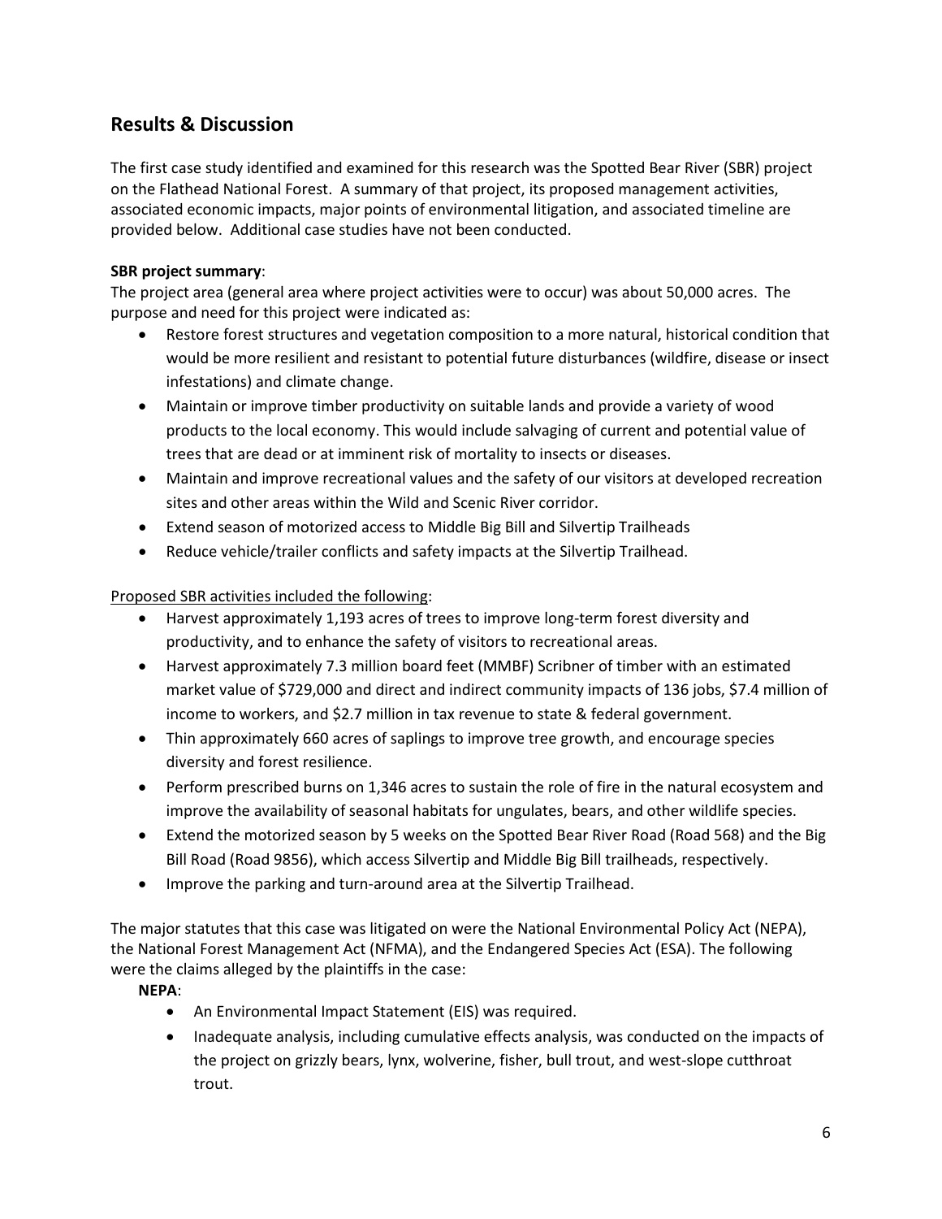## Results & Discussion

The first case study identified and examined for this research was the Spotted Bear River (SBR) project on the Flathead National Forest. A summary of that project, its proposed management activities, associated economic impacts, major points of environmental litigation, and associated timeline are provided below. Additional case studies have not been conducted.

**SBR project summary**:

The project area (general area where project activities were to occur) was about 50,000 acres. The purpose and need for this project were indicated as:

- Restore forest structures and vegetation composition to a more natural, historical condition that would be more resilient and resistant to potential future disturbances (wildfire, disease or insect infestations) and climate change.
- Maintain or improve timber productivity on suitable lands and provide a variety of wood products to the local economy. This would include salvaging of current and potential value of trees that are dead or at imminent risk of mortality to insects or diseases.
- Maintain and improve recreational values and the safety of our visitors at developed recreation sites and other areas within the Wild and Scenic River corridor.
- Extend season of motorized access to Middle Big Bill and Silvertip Trailheads
- Reduce vehicle/trailer conflicts and safety impacts at the Silvertip Trailhead.

<u>Proposed SBR activities included the following</u>:

- Harvest approximately 1,193 acres of trees to improve long-term forest diversity and productivity, and to enhance the safety of visitors to recreational areas.
- Harvest approximately 7.3 million board feet (MMBF) Scribner of timber with an estimated market value of $729,000 and direct and indirect community impacts of 136 jobs, $7.4 million of income to workers, and $2.7 million in tax revenue to state & federal government.
- Thin approximately 660 acres of saplings to improve tree growth, and encourage species diversity and forest resilience.
- Perform prescribed burns on 1,346 acres to sustain the role of fire in the natural ecosystem and improve the availability of seasonal habitats for ungulates, bears, and other wildlife species.
- Extend the motorized season by 5 weeks on the Spotted Bear River Road (Road 568) and the Big Bill Road (Road 9856), which access Silvertip and Middle Big Bill trailheads, respectively.
- Improve the parking and turn-around area at the Silvertip Trailhead.

The major statutes that this case was litigated on were the National Environmental Policy Act (NEPA), the National Forest Management Act (NFMA), and the Endangered Species Act (ESA). The following were the claims alleged by the plaintiffs in the case:

**NEPA**:

- An Environmental Impact Statement (EIS) was required.
- Inadequate analysis, including cumulative effects analysis, was conducted on the impacts of the project on grizzly bears, lynx, wolverine, fisher, bull trout, and west-slope cutthroat trout.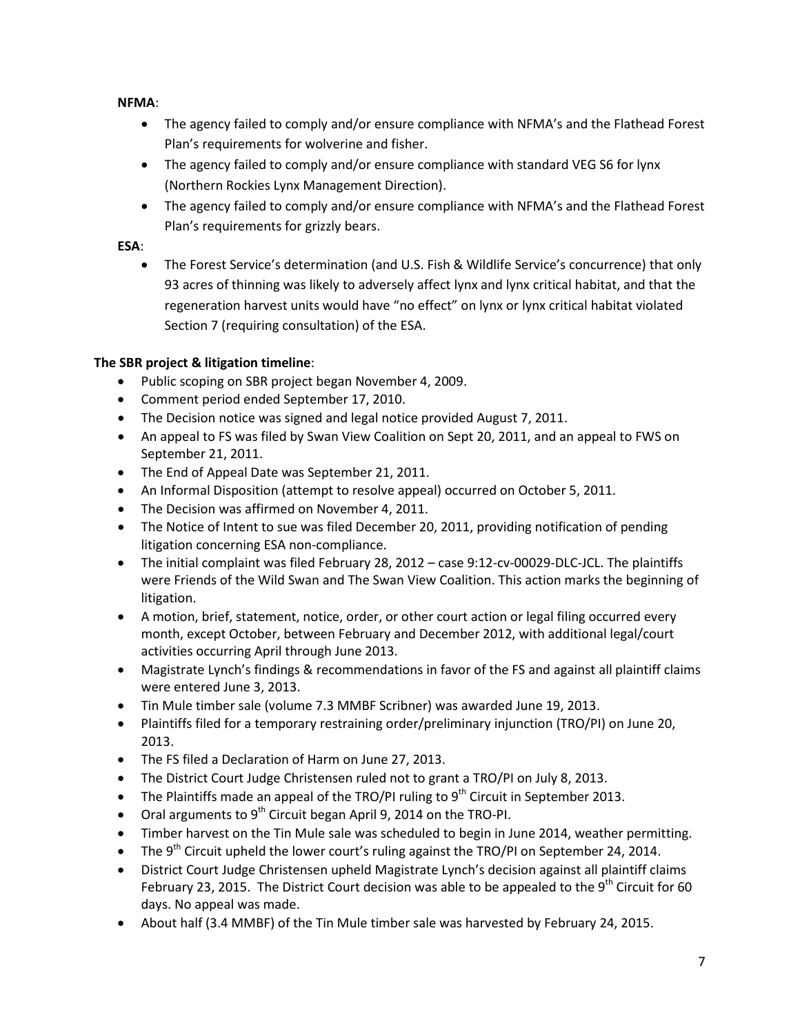**NFMA**:

- The agency failed to comply and/or ensure compliance with NFMA's and the Flathead Forest Plan's requirements for wolverine and fisher.
- The agency failed to comply and/or ensure compliance with standard VEG S6 for lynx (Northern Rockies Lynx Management Direction).
- The agency failed to comply and/or ensure compliance with NFMA's and the Flathead Forest Plan's requirements for grizzly bears.

**ESA**:

- The Forest Service's determination (and U.S. Fish & Wildlife Service's concurrence) that only 93 acres of thinning was likely to adversely affect lynx and lynx critical habitat, and that the regeneration harvest units would have "no effect" on lynx or lynx critical habitat violated Section 7 (requiring consultation) of the ESA.

**The SBR project & litigation timeline**:

- Public scoping on SBR project began November 4, 2009.
- Comment period ended September 17, 2010.
- The Decision notice was signed and legal notice provided August 7, 2011.
- An appeal to FS was filed by Swan View Coalition on Sept 20, 2011, and an appeal to FWS on September 21, 2011.
- The End of Appeal Date was September 21, 2011.
- An Informal Disposition (attempt to resolve appeal) occurred on October 5, 2011.
- The Decision was affirmed on November 4, 2011.
- The Notice of Intent to sue was filed December 20, 2011, providing notification of pending litigation concerning ESA non-compliance.
- The initial complaint was filed February 28, 2012 – case 9:12-cv-00029-DLC-JCL. The plaintiffs were Friends of the Wild Swan and The Swan View Coalition. This action marks the beginning of litigation.
- A motion, brief, statement, notice, order, or other court action or legal filing occurred every month, except October, between February and December 2012, with additional legal/court activities occurring April through June 2013.
- Magistrate Lynch's findings & recommendations in favor of the FS and against all plaintiff claims were entered June 3, 2013.
- Tin Mule timber sale (volume 7.3 MMBF Scribner) was awarded June 19, 2013.
- Plaintiffs filed for a temporary restraining order/preliminary injunction (TRO/PI) on June 20, 2013.
- The FS filed a Declaration of Harm on June 27, 2013.
- The District Court Judge Christensen ruled not to grant a TRO/PI on July 8, 2013.
- The Plaintiffs made an appeal of the TRO/PI ruling to 9th Circuit in September 2013.
- Oral arguments to 9th Circuit began April 9, 2014 on the TRO-PI.
- Timber harvest on the Tin Mule sale was scheduled to begin in June 2014, weather permitting.
- The 9th Circuit upheld the lower court's ruling against the TRO/PI on September 24, 2014.
- District Court Judge Christensen upheld Magistrate Lynch's decision against all plaintiff claims February 23, 2015. The District Court decision was able to be appealed to the 9th Circuit for 60 days. No appeal was made.
- About half (3.4 MMBF) of the Tin Mule timber sale was harvested by February 24, 2015.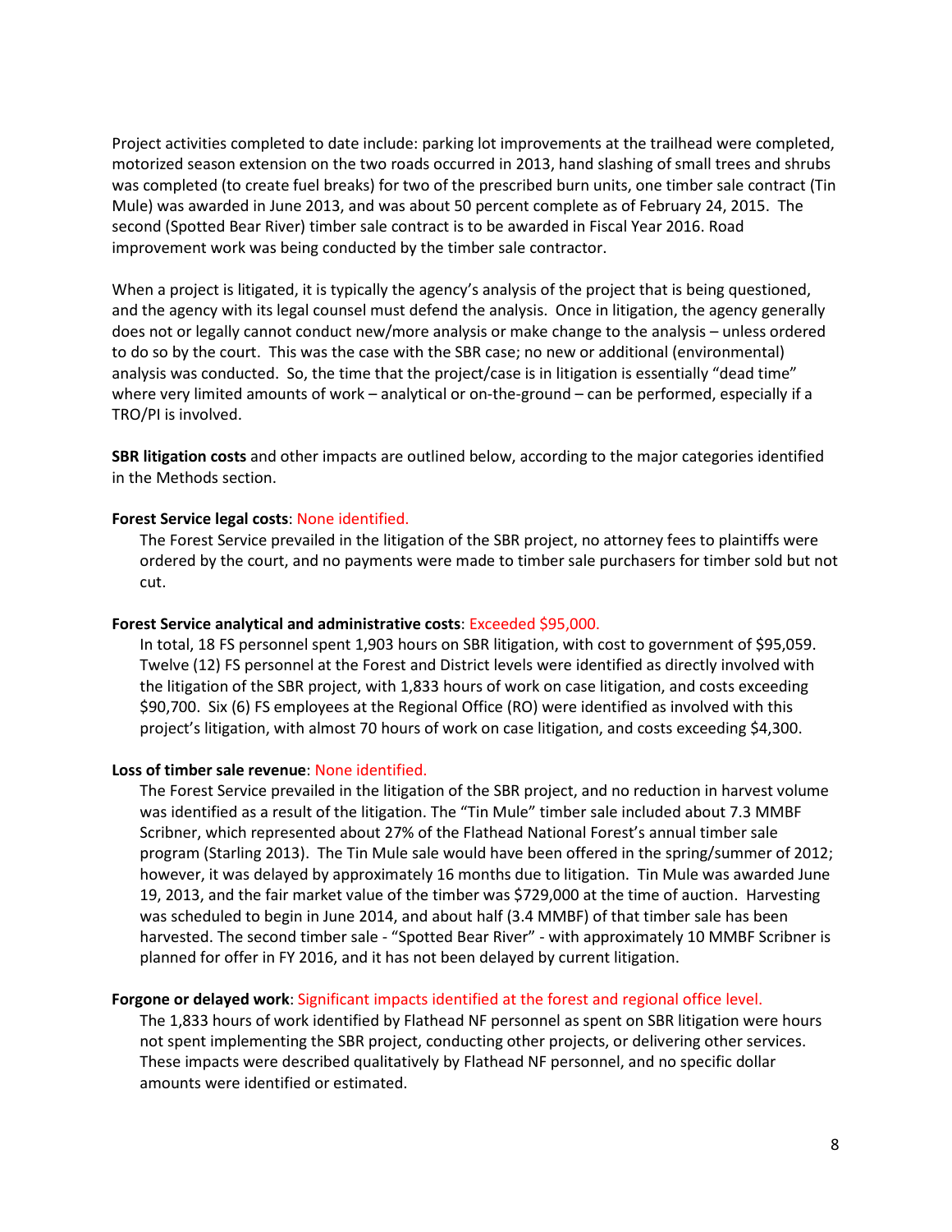Project activities completed to date include: parking lot improvements at the trailhead were completed, motorized season extension on the two roads occurred in 2013, hand slashing of small trees and shrubs was completed (to create fuel breaks) for two of the prescribed burn units, one timber sale contract (Tin Mule) was awarded in June 2013, and was about 50 percent complete as of February 24, 2015. The second (Spotted Bear River) timber sale contract is to be awarded in Fiscal Year 2016. Road improvement work was being conducted by the timber sale contractor.

When a project is litigated, it is typically the agency's analysis of the project that is being questioned, and the agency with its legal counsel must defend the analysis. Once in litigation, the agency generally does not or legally cannot conduct new/more analysis or make change to the analysis – unless ordered to do so by the court. This was the case with the SBR case; no new or additional (environmental) analysis was conducted. So, the time that the project/case is in litigation is essentially "dead time" where very limited amounts of work – analytical or on-the-ground – can be performed, especially if a TRO/PI is involved.

**SBR litigation costs** and other impacts are outlined below, according to the major categories identified in the Methods section.

**Forest Service legal costs**: None identified.

The Forest Service prevailed in the litigation of the SBR project, no attorney fees to plaintiffs were ordered by the court, and no payments were made to timber sale purchasers for timber sold but not cut.

**Forest Service analytical and administrative costs**: Exceeded $95,000.

In total, 18 FS personnel spent 1,903 hours on SBR litigation, with cost to government of $95,059. Twelve (12) FS personnel at the Forest and District levels were identified as directly involved with the litigation of the SBR project, with 1,833 hours of work on case litigation, and costs exceeding $90,700. Six (6) FS employees at the Regional Office (RO) were identified as involved with this project's litigation, with almost 70 hours of work on case litigation, and costs exceeding $4,300.

**Loss of timber sale revenue**: None identified.

The Forest Service prevailed in the litigation of the SBR project, and no reduction in harvest volume was identified as a result of the litigation. The "Tin Mule" timber sale included about 7.3 MMBF Scribner, which represented about 27% of the Flathead National Forest's annual timber sale program (Starling 2013). The Tin Mule sale would have been offered in the spring/summer of 2012; however, it was delayed by approximately 16 months due to litigation. Tin Mule was awarded June 19, 2013, and the fair market value of the timber was $729,000 at the time of auction. Harvesting was scheduled to begin in June 2014, and about half (3.4 MMBF) of that timber sale has been harvested. The second timber sale - "Spotted Bear River" - with approximately 10 MMBF Scribner is planned for offer in FY 2016, and it has not been delayed by current litigation.

**Forgone or delayed work**: Significant impacts identified at the forest and regional office level.

The 1,833 hours of work identified by Flathead NF personnel as spent on SBR litigation were hours not spent implementing the SBR project, conducting other projects, or delivering other services. These impacts were described qualitatively by Flathead NF personnel, and no specific dollar amounts were identified or estimated.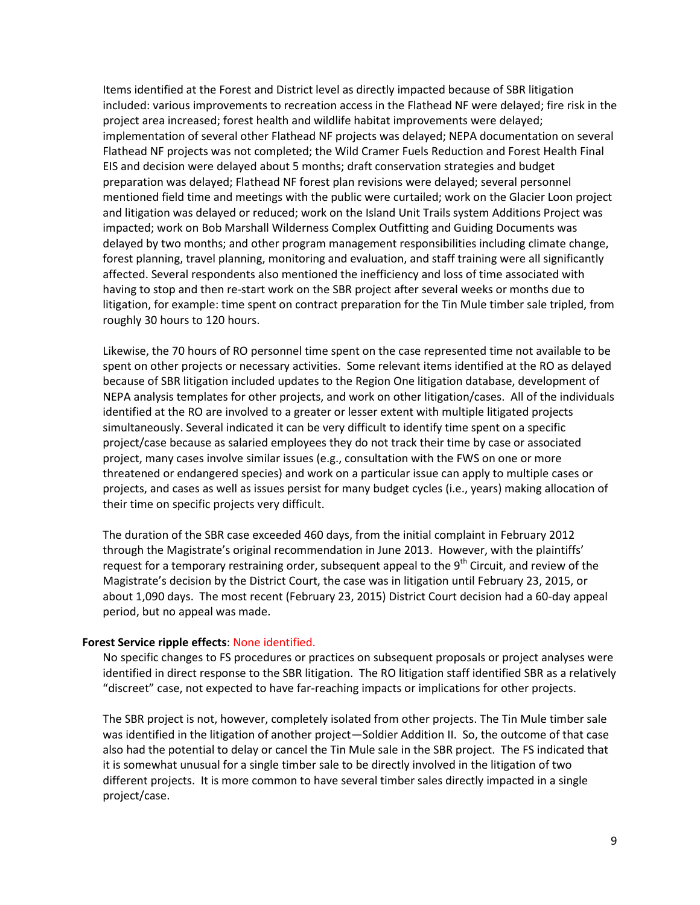Items identified at the Forest and District level as directly impacted because of SBR litigation included: various improvements to recreation access in the Flathead NF were delayed; fire risk in the project area increased; forest health and wildlife habitat improvements were delayed; implementation of several other Flathead NF projects was delayed; NEPA documentation on several Flathead NF projects was not completed; the Wild Cramer Fuels Reduction and Forest Health Final EIS and decision were delayed about 5 months; draft conservation strategies and budget preparation was delayed; Flathead NF forest plan revisions were delayed; several personnel mentioned field time and meetings with the public were curtailed; work on the Glacier Loon project and litigation was delayed or reduced; work on the Island Unit Trails system Additions Project was impacted; work on Bob Marshall Wilderness Complex Outfitting and Guiding Documents was delayed by two months; and other program management responsibilities including climate change, forest planning, travel planning, monitoring and evaluation, and staff training were all significantly affected. Several respondents also mentioned the inefficiency and loss of time associated with having to stop and then re-start work on the SBR project after several weeks or months due to litigation, for example: time spent on contract preparation for the Tin Mule timber sale tripled, from roughly 30 hours to 120 hours.

Likewise, the 70 hours of RO personnel time spent on the case represented time not available to be spent on other projects or necessary activities. Some relevant items identified at the RO as delayed because of SBR litigation included updates to the Region One litigation database, development of NEPA analysis templates for other projects, and work on other litigation/cases. All of the individuals identified at the RO are involved to a greater or lesser extent with multiple litigated projects simultaneously. Several indicated it can be very difficult to identify time spent on a specific project/case because as salaried employees they do not track their time by case or associated project, many cases involve similar issues (e.g., consultation with the FWS on one or more threatened or endangered species) and work on a particular issue can apply to multiple cases or projects, and cases as well as issues persist for many budget cycles (i.e., years) making allocation of their time on specific projects very difficult.

The duration of the SBR case exceeded 460 days, from the initial complaint in February 2012 through the Magistrate's original recommendation in June 2013. However, with the plaintiffs' request for a temporary restraining order, subsequent appeal to the 9th Circuit, and review of the Magistrate's decision by the District Court, the case was in litigation until February 23, 2015, or about 1,090 days. The most recent (February 23, 2015) District Court decision had a 60-day appeal period, but no appeal was made.

**Forest Service ripple effects**: None identified.

No specific changes to FS procedures or practices on subsequent proposals or project analyses were identified in direct response to the SBR litigation. The RO litigation staff identified SBR as a relatively "discreet" case, not expected to have far-reaching impacts or implications for other projects.

The SBR project is not, however, completely isolated from other projects. The Tin Mule timber sale was identified in the litigation of another project—Soldier Addition II. So, the outcome of that case also had the potential to delay or cancel the Tin Mule sale in the SBR project. The FS indicated that it is somewhat unusual for a single timber sale to be directly involved in the litigation of two different projects. It is more common to have several timber sales directly impacted in a single project/case.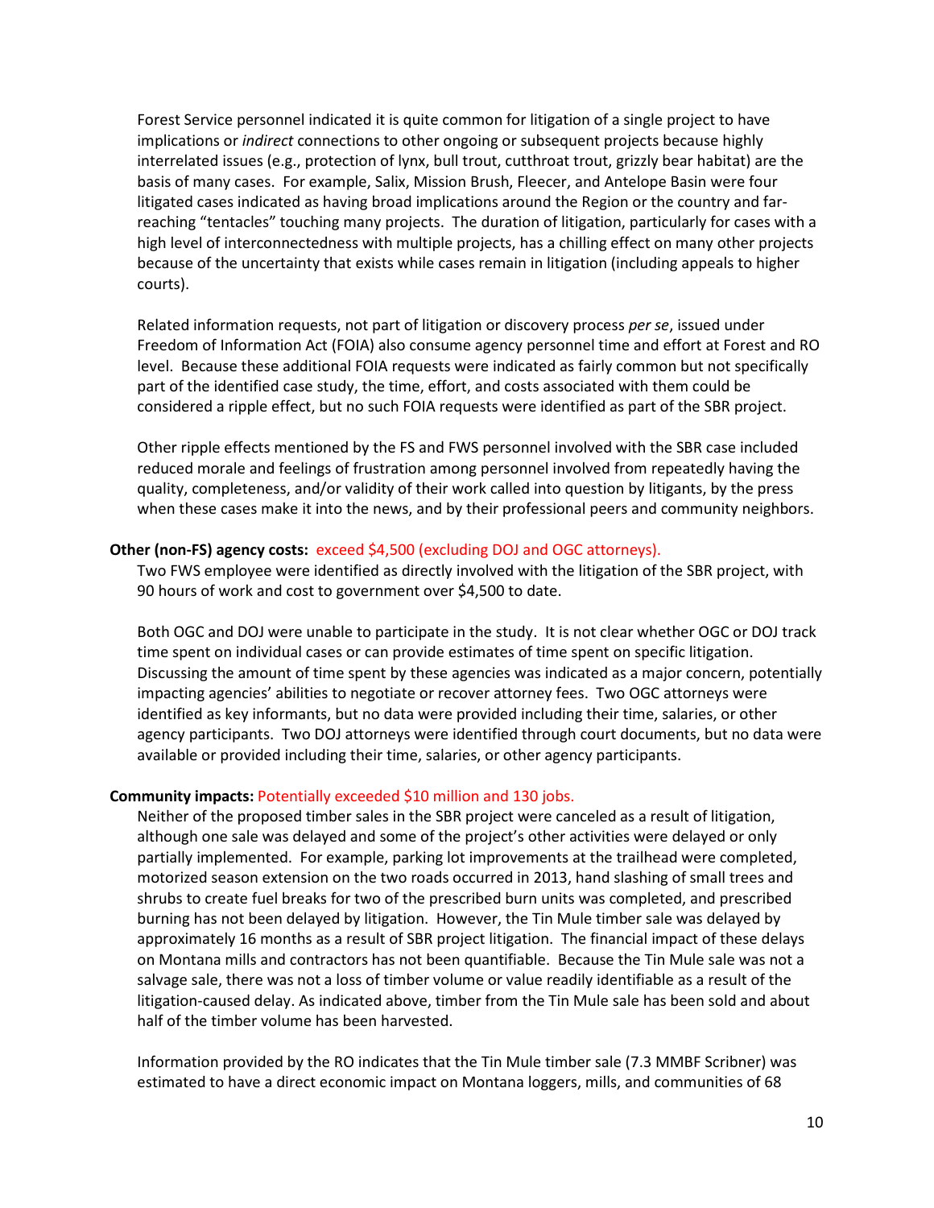Forest Service personnel indicated it is quite common for litigation of a single project to have implications or *indirect* connections to other ongoing or subsequent projects because highly interrelated issues (e.g., protection of lynx, bull trout, cutthroat trout, grizzly bear habitat) are the basis of many cases. For example, Salix, Mission Brush, Fleecer, and Antelope Basin were four litigated cases indicated as having broad implications around the Region or the country and far-reaching "tentacles" touching many projects. The duration of litigation, particularly for cases with a high level of interconnectedness with multiple projects, has a chilling effect on many other projects because of the uncertainty that exists while cases remain in litigation (including appeals to higher courts).

Related information requests, not part of litigation or discovery process *per se*, issued under Freedom of Information Act (FOIA) also consume agency personnel time and effort at Forest and RO level. Because these additional FOIA requests were indicated as fairly common but not specifically part of the identified case study, the time, effort, and costs associated with them could be considered a ripple effect, but no such FOIA requests were identified as part of the SBR project.

Other ripple effects mentioned by the FS and FWS personnel involved with the SBR case included reduced morale and feelings of frustration among personnel involved from repeatedly having the quality, completeness, and/or validity of their work called into question by litigants, by the press when these cases make it into the news, and by their professional peers and community neighbors.

**Other (non-FS) agency costs:** exceed $4,500 (excluding DOJ and OGC attorneys).

Two FWS employee were identified as directly involved with the litigation of the SBR project, with 90 hours of work and cost to government over $4,500 to date.

Both OGC and DOJ were unable to participate in the study. It is not clear whether OGC or DOJ track time spent on individual cases or can provide estimates of time spent on specific litigation. Discussing the amount of time spent by these agencies was indicated as a major concern, potentially impacting agencies' abilities to negotiate or recover attorney fees. Two OGC attorneys were identified as key informants, but no data were provided including their time, salaries, or other agency participants. Two DOJ attorneys were identified through court documents, but no data were available or provided including their time, salaries, or other agency participants.

**Community impacts:** Potentially exceeded $10 million and 130 jobs.

Neither of the proposed timber sales in the SBR project were canceled as a result of litigation, although one sale was delayed and some of the project's other activities were delayed or only partially implemented. For example, parking lot improvements at the trailhead were completed, motorized season extension on the two roads occurred in 2013, hand slashing of small trees and shrubs to create fuel breaks for two of the prescribed burn units was completed, and prescribed burning has not been delayed by litigation. However, the Tin Mule timber sale was delayed by approximately 16 months as a result of SBR project litigation. The financial impact of these delays on Montana mills and contractors has not been quantifiable. Because the Tin Mule sale was not a salvage sale, there was not a loss of timber volume or value readily identifiable as a result of the litigation-caused delay. As indicated above, timber from the Tin Mule sale has been sold and about half of the timber volume has been harvested.

Information provided by the RO indicates that the Tin Mule timber sale (7.3 MMBF Scribner) was estimated to have a direct economic impact on Montana loggers, mills, and communities of 68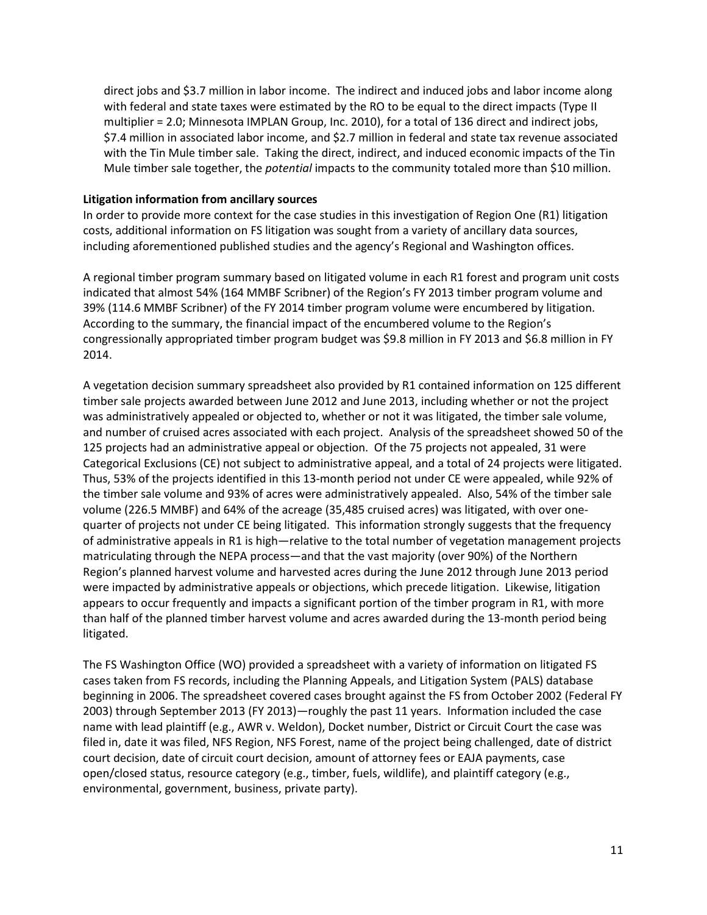direct jobs and $3.7 million in labor income. The indirect and induced jobs and labor income along with federal and state taxes were estimated by the RO to be equal to the direct impacts (Type II multiplier = 2.0; Minnesota IMPLAN Group, Inc. 2010), for a total of 136 direct and indirect jobs, $7.4 million in associated labor income, and $2.7 million in federal and state tax revenue associated with the Tin Mule timber sale. Taking the direct, indirect, and induced economic impacts of the Tin Mule timber sale together, the *potential* impacts to the community totaled more than $10 million.

**Litigation information from ancillary sources**

In order to provide more context for the case studies in this investigation of Region One (R1) litigation costs, additional information on FS litigation was sought from a variety of ancillary data sources, including aforementioned published studies and the agency's Regional and Washington offices.

A regional timber program summary based on litigated volume in each R1 forest and program unit costs indicated that almost 54% (164 MMBF Scribner) of the Region's FY 2013 timber program volume and 39% (114.6 MMBF Scribner) of the FY 2014 timber program volume were encumbered by litigation. According to the summary, the financial impact of the encumbered volume to the Region's congressionally appropriated timber program budget was $9.8 million in FY 2013 and $6.8 million in FY 2014.

A vegetation decision summary spreadsheet also provided by R1 contained information on 125 different timber sale projects awarded between June 2012 and June 2013, including whether or not the project was administratively appealed or objected to, whether or not it was litigated, the timber sale volume, and number of cruised acres associated with each project. Analysis of the spreadsheet showed 50 of the 125 projects had an administrative appeal or objection. Of the 75 projects not appealed, 31 were Categorical Exclusions (CE) not subject to administrative appeal, and a total of 24 projects were litigated. Thus, 53% of the projects identified in this 13-month period not under CE were appealed, while 92% of the timber sale volume and 93% of acres were administratively appealed. Also, 54% of the timber sale volume (226.5 MMBF) and 64% of the acreage (35,485 cruised acres) was litigated, with over one-quarter of projects not under CE being litigated. This information strongly suggests that the frequency of administrative appeals in R1 is high—relative to the total number of vegetation management projects matriculating through the NEPA process—and that the vast majority (over 90%) of the Northern Region's planned harvest volume and harvested acres during the June 2012 through June 2013 period were impacted by administrative appeals or objections, which precede litigation. Likewise, litigation appears to occur frequently and impacts a significant portion of the timber program in R1, with more than half of the planned timber harvest volume and acres awarded during the 13-month period being litigated.

The FS Washington Office (WO) provided a spreadsheet with a variety of information on litigated FS cases taken from FS records, including the Planning Appeals, and Litigation System (PALS) database beginning in 2006. The spreadsheet covered cases brought against the FS from October 2002 (Federal FY 2003) through September 2013 (FY 2013)—roughly the past 11 years. Information included the case name with lead plaintiff (e.g., AWR v. Weldon), Docket number, District or Circuit Court the case was filed in, date it was filed, NFS Region, NFS Forest, name of the project being challenged, date of district court decision, date of circuit court decision, amount of attorney fees or EAJA payments, case open/closed status, resource category (e.g., timber, fuels, wildlife), and plaintiff category (e.g., environmental, government, business, private party).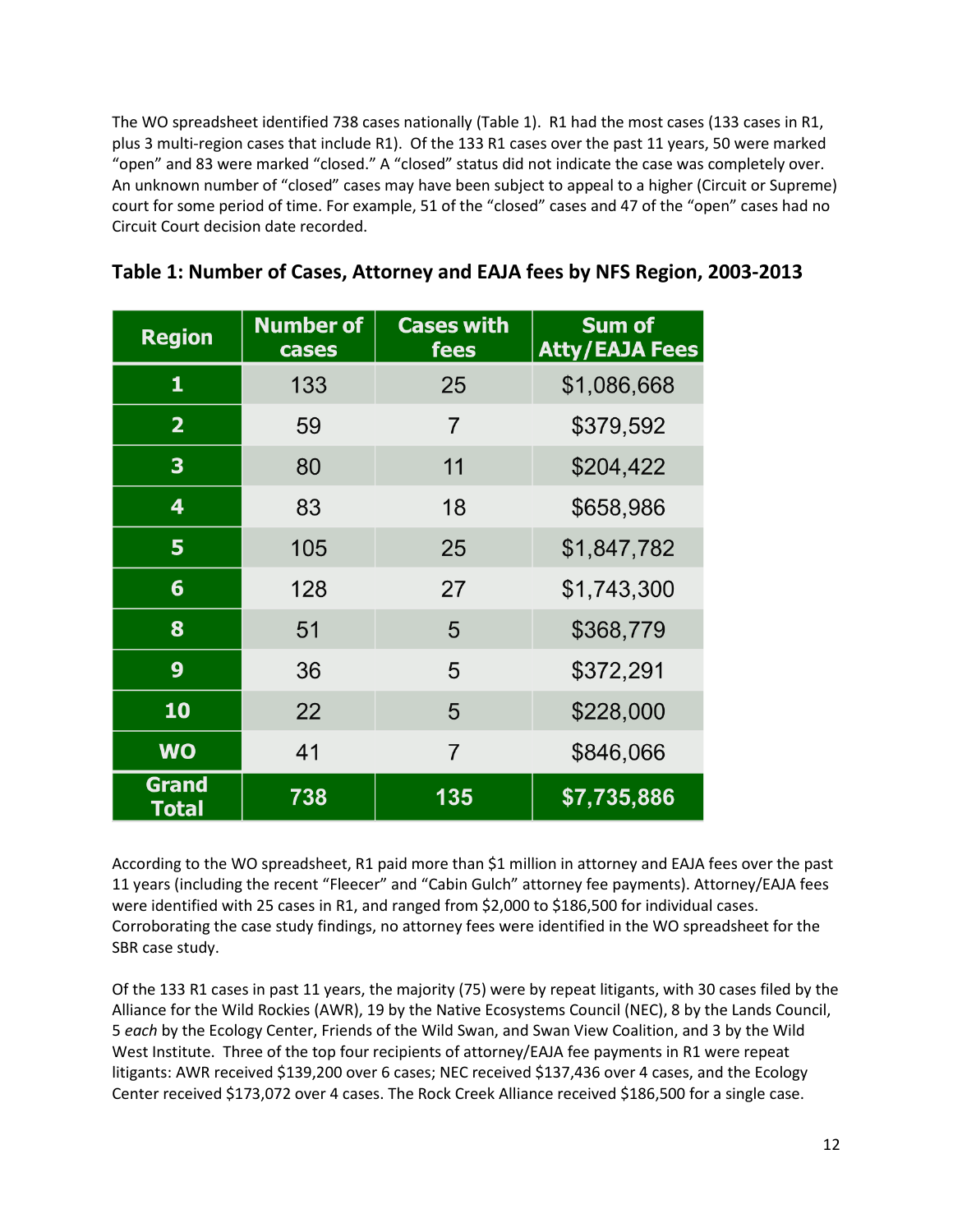The WO spreadsheet identified 738 cases nationally (Table 1). R1 had the most cases (133 cases in R1, plus 3 multi-region cases that include R1). Of the 133 R1 cases over the past 11 years, 50 were marked "open" and 83 were marked "closed." A "closed" status did not indicate the case was completely over. An unknown number of "closed" cases may have been subject to appeal to a higher (Circuit or Supreme) court for some period of time. For example, 51 of the "closed" cases and 47 of the "open" cases had no Circuit Court decision date recorded.

## Table 1: Number of Cases, Attorney and EAJA fees by NFS Region, 2003-2013

| Region | Number of cases | Cases with fees | Sum of Atty/EAJA Fees |
|---|---|---|---|
| 1 | 133 | 25 | $1,086,668 |
| 2 | 59 | 7 | $379,592 |
| 3 | 80 | 11 | $204,422 |
| 4 | 83 | 18 | $658,986 |
| 5 | 105 | 25 | $1,847,782 |
| 6 | 128 | 27 | $1,743,300 |
| 8 | 51 | 5 | $368,779 |
| 9 | 36 | 5 | $372,291 |
| 10 | 22 | 5 | $228,000 |
| WO | 41 | 7 | $846,066 |
| **Grand Total** | **738** | **135** | **$7,735,886** |

According to the WO spreadsheet, R1 paid more than $1 million in attorney and EAJA fees over the past 11 years (including the recent "Fleecer" and "Cabin Gulch" attorney fee payments). Attorney/EAJA fees were identified with 25 cases in R1, and ranged from $2,000 to $186,500 for individual cases. Corroborating the case study findings, no attorney fees were identified in the WO spreadsheet for the SBR case study.

Of the 133 R1 cases in past 11 years, the majority (75) were by repeat litigants, with 30 cases filed by the Alliance for the Wild Rockies (AWR), 19 by the Native Ecosystems Council (NEC), 8 by the Lands Council, 5 *each* by the Ecology Center, Friends of the Wild Swan, and Swan View Coalition, and 3 by the Wild West Institute. Three of the top four recipients of attorney/EAJA fee payments in R1 were repeat litigants: AWR received $139,200 over 6 cases; NEC received $137,436 over 4 cases, and the Ecology Center received $173,072 over 4 cases. The Rock Creek Alliance received $186,500 for a single case.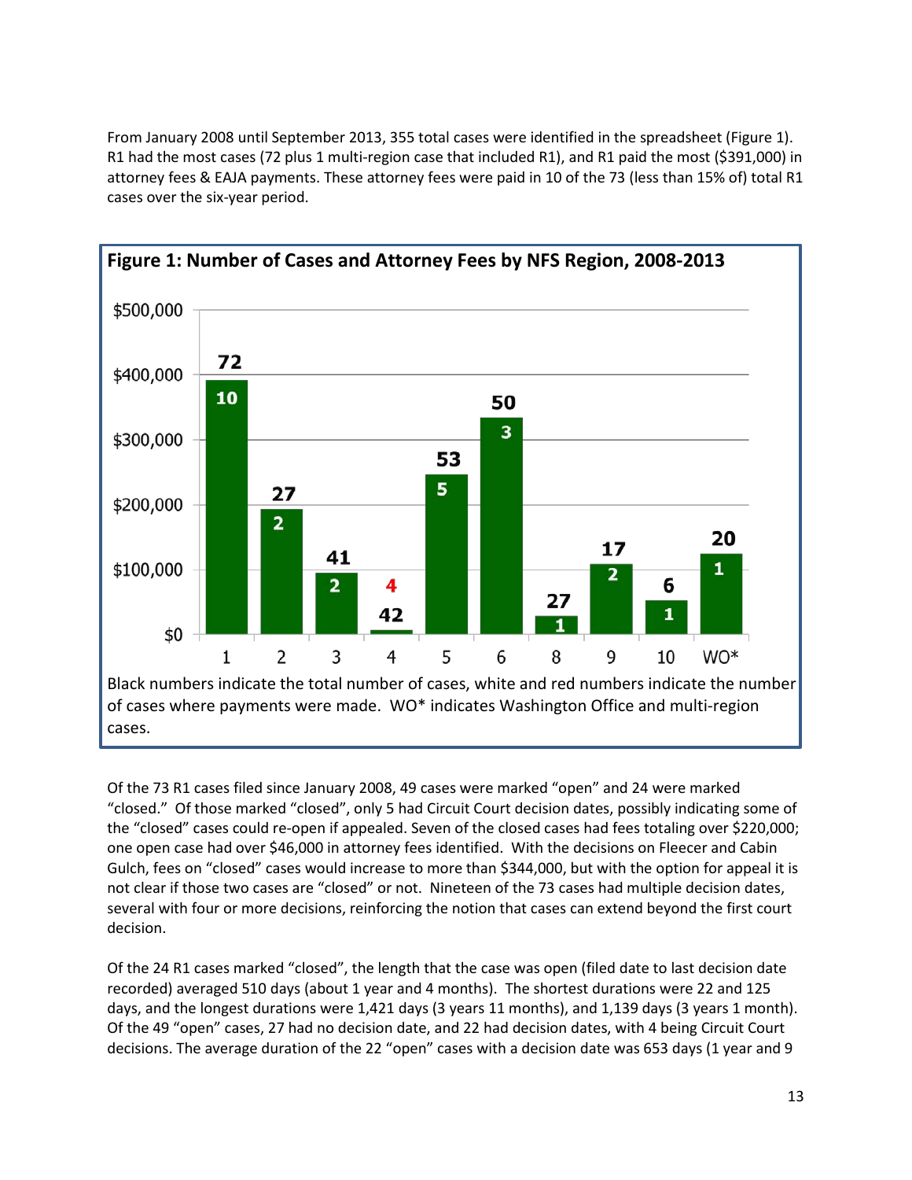From January 2008 until September 2013, 355 total cases were identified in the spreadsheet (Figure 1). R1 had the most cases (72 plus 1 multi-region case that included R1), and R1 paid the most ($391,000) in attorney fees & EAJA payments. These attorney fees were paid in 10 of the 73 (less than 15% of) total R1 cases over the six-year period.

**Figure 1: Number of Cases and Attorney Fees by NFS Region, 2008-2013**

| Region | Total cases | Cases with payments |
|---|---|---|
| 1 | 72 | 10 |
| 2 | 27 | 2 |
| 3 | 41 | 2 |
| 4 | 42 | 4 |
| 5 | 53 | 5 |
| 6 | 50 | 3 |
| 8 | 27 | 1 |
| 9 | 17 | 2 |
| 10 | 6 | 1 |
| WO* | 20 | 1 |

Black numbers indicate the total number of cases, white and red numbers indicate the number of cases where payments were made. WO* indicates Washington Office and multi-region cases.

Of the 73 R1 cases filed since January 2008, 49 cases were marked "open" and 24 were marked "closed." Of those marked "closed", only 5 had Circuit Court decision dates, possibly indicating some of the "closed" cases could re-open if appealed. Seven of the closed cases had fees totaling over $220,000; one open case had over $46,000 in attorney fees identified. With the decisions on Fleecer and Cabin Gulch, fees on "closed" cases would increase to more than $344,000, but with the option for appeal it is not clear if those two cases are "closed" or not. Nineteen of the 73 cases had multiple decision dates, several with four or more decisions, reinforcing the notion that cases can extend beyond the first court decision.

Of the 24 R1 cases marked "closed", the length that the case was open (filed date to last decision date recorded) averaged 510 days (about 1 year and 4 months). The shortest durations were 22 and 125 days, and the longest durations were 1,421 days (3 years 11 months), and 1,139 days (3 years 1 month). Of the 49 "open" cases, 27 had no decision date, and 22 had decision dates, with 4 being Circuit Court decisions. The average duration of the 22 "open" cases with a decision date was 653 days (1 year and 9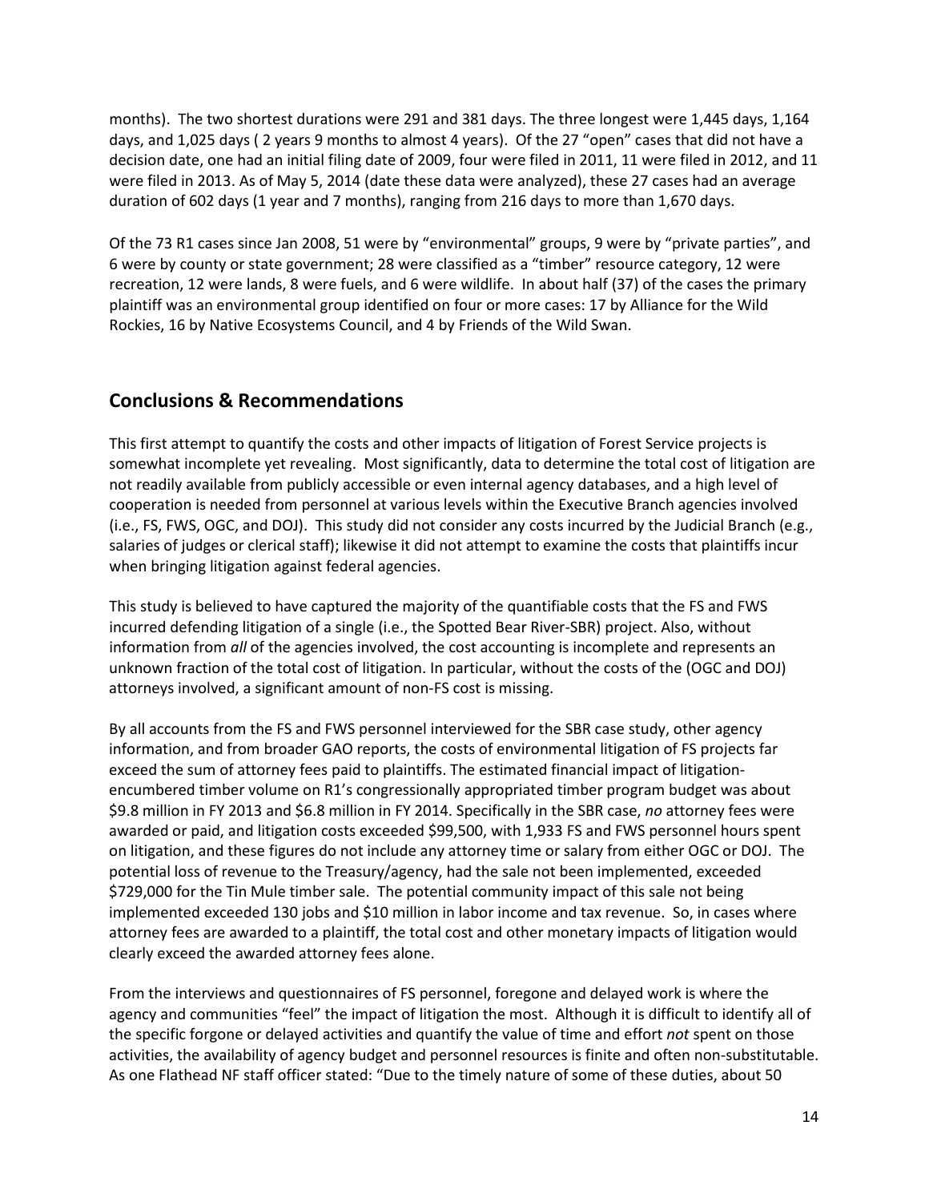months). The two shortest durations were 291 and 381 days. The three longest were 1,445 days, 1,164 days, and 1,025 days ( 2 years 9 months to almost 4 years). Of the 27 "open" cases that did not have a decision date, one had an initial filing date of 2009, four were filed in 2011, 11 were filed in 2012, and 11 were filed in 2013. As of May 5, 2014 (date these data were analyzed), these 27 cases had an average duration of 602 days (1 year and 7 months), ranging from 216 days to more than 1,670 days.

Of the 73 R1 cases since Jan 2008, 51 were by "environmental" groups, 9 were by "private parties", and 6 were by county or state government; 28 were classified as a "timber" resource category, 12 were recreation, 12 were lands, 8 were fuels, and 6 were wildlife. In about half (37) of the cases the primary plaintiff was an environmental group identified on four or more cases: 17 by Alliance for the Wild Rockies, 16 by Native Ecosystems Council, and 4 by Friends of the Wild Swan.

## Conclusions & Recommendations

This first attempt to quantify the costs and other impacts of litigation of Forest Service projects is somewhat incomplete yet revealing. Most significantly, data to determine the total cost of litigation are not readily available from publicly accessible or even internal agency databases, and a high level of cooperation is needed from personnel at various levels within the Executive Branch agencies involved (i.e., FS, FWS, OGC, and DOJ). This study did not consider any costs incurred by the Judicial Branch (e.g., salaries of judges or clerical staff); likewise it did not attempt to examine the costs that plaintiffs incur when bringing litigation against federal agencies.

This study is believed to have captured the majority of the quantifiable costs that the FS and FWS incurred defending litigation of a single (i.e., the Spotted Bear River-SBR) project. Also, without information from *all* of the agencies involved, the cost accounting is incomplete and represents an unknown fraction of the total cost of litigation. In particular, without the costs of the (OGC and DOJ) attorneys involved, a significant amount of non-FS cost is missing.

By all accounts from the FS and FWS personnel interviewed for the SBR case study, other agency information, and from broader GAO reports, the costs of environmental litigation of FS projects far exceed the sum of attorney fees paid to plaintiffs. The estimated financial impact of litigation-encumbered timber volume on R1's congressionally appropriated timber program budget was about \$9.8 million in FY 2013 and \$6.8 million in FY 2014. Specifically in the SBR case, *no* attorney fees were awarded or paid, and litigation costs exceeded \$99,500, with 1,933 FS and FWS personnel hours spent on litigation, and these figures do not include any attorney time or salary from either OGC or DOJ. The potential loss of revenue to the Treasury/agency, had the sale not been implemented, exceeded \$729,000 for the Tin Mule timber sale. The potential community impact of this sale not being implemented exceeded 130 jobs and \$10 million in labor income and tax revenue. So, in cases where attorney fees are awarded to a plaintiff, the total cost and other monetary impacts of litigation would clearly exceed the awarded attorney fees alone.

From the interviews and questionnaires of FS personnel, foregone and delayed work is where the agency and communities "feel" the impact of litigation the most. Although it is difficult to identify all of the specific forgone or delayed activities and quantify the value of time and effort *not* spent on those activities, the availability of agency budget and personnel resources is finite and often non-substitutable. As one Flathead NF staff officer stated: "Due to the timely nature of some of these duties, about 50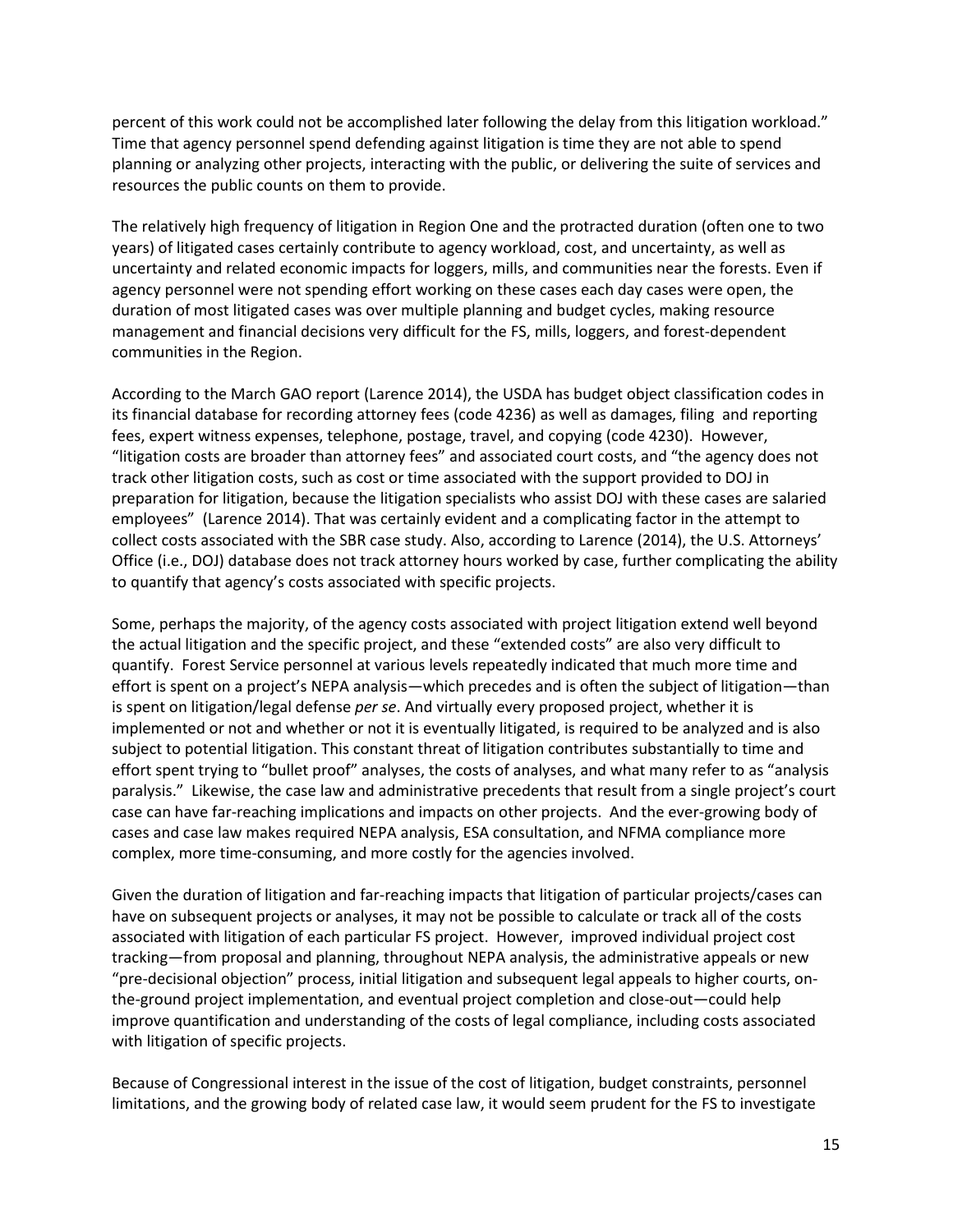percent of this work could not be accomplished later following the delay from this litigation workload." Time that agency personnel spend defending against litigation is time they are not able to spend planning or analyzing other projects, interacting with the public, or delivering the suite of services and resources the public counts on them to provide.

The relatively high frequency of litigation in Region One and the protracted duration (often one to two years) of litigated cases certainly contribute to agency workload, cost, and uncertainty, as well as uncertainty and related economic impacts for loggers, mills, and communities near the forests. Even if agency personnel were not spending effort working on these cases each day cases were open, the duration of most litigated cases was over multiple planning and budget cycles, making resource management and financial decisions very difficult for the FS, mills, loggers, and forest-dependent communities in the Region.

According to the March GAO report (Larence 2014), the USDA has budget object classification codes in its financial database for recording attorney fees (code 4236) as well as damages, filing and reporting fees, expert witness expenses, telephone, postage, travel, and copying (code 4230). However, "litigation costs are broader than attorney fees" and associated court costs, and "the agency does not track other litigation costs, such as cost or time associated with the support provided to DOJ in preparation for litigation, because the litigation specialists who assist DOJ with these cases are salaried employees" (Larence 2014). That was certainly evident and a complicating factor in the attempt to collect costs associated with the SBR case study. Also, according to Larence (2014), the U.S. Attorneys' Office (i.e., DOJ) database does not track attorney hours worked by case, further complicating the ability to quantify that agency's costs associated with specific projects.

Some, perhaps the majority, of the agency costs associated with project litigation extend well beyond the actual litigation and the specific project, and these "extended costs" are also very difficult to quantify. Forest Service personnel at various levels repeatedly indicated that much more time and effort is spent on a project's NEPA analysis—which precedes and is often the subject of litigation—than is spent on litigation/legal defense *per se*. And virtually every proposed project, whether it is implemented or not and whether or not it is eventually litigated, is required to be analyzed and is also subject to potential litigation. This constant threat of litigation contributes substantially to time and effort spent trying to "bullet proof" analyses, the costs of analyses, and what many refer to as "analysis paralysis." Likewise, the case law and administrative precedents that result from a single project's court case can have far-reaching implications and impacts on other projects. And the ever-growing body of cases and case law makes required NEPA analysis, ESA consultation, and NFMA compliance more complex, more time-consuming, and more costly for the agencies involved.

Given the duration of litigation and far-reaching impacts that litigation of particular projects/cases can have on subsequent projects or analyses, it may not be possible to calculate or track all of the costs associated with litigation of each particular FS project. However, improved individual project cost tracking—from proposal and planning, throughout NEPA analysis, the administrative appeals or new "pre-decisional objection" process, initial litigation and subsequent legal appeals to higher courts, on-the-ground project implementation, and eventual project completion and close-out—could help improve quantification and understanding of the costs of legal compliance, including costs associated with litigation of specific projects.

Because of Congressional interest in the issue of the cost of litigation, budget constraints, personnel limitations, and the growing body of related case law, it would seem prudent for the FS to investigate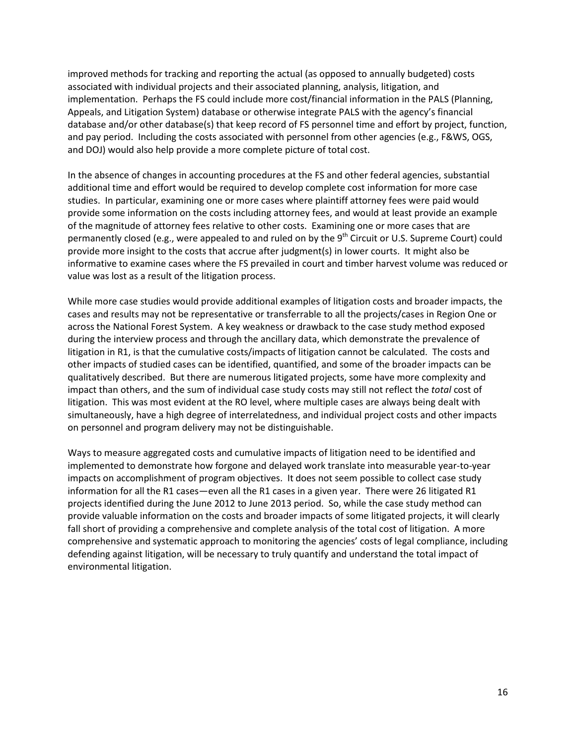improved methods for tracking and reporting the actual (as opposed to annually budgeted) costs associated with individual projects and their associated planning, analysis, litigation, and implementation. Perhaps the FS could include more cost/financial information in the PALS (Planning, Appeals, and Litigation System) database or otherwise integrate PALS with the agency's financial database and/or other database(s) that keep record of FS personnel time and effort by project, function, and pay period. Including the costs associated with personnel from other agencies (e.g., F&WS, OGS, and DOJ) would also help provide a more complete picture of total cost.

In the absence of changes in accounting procedures at the FS and other federal agencies, substantial additional time and effort would be required to develop complete cost information for more case studies. In particular, examining one or more cases where plaintiff attorney fees were paid would provide some information on the costs including attorney fees, and would at least provide an example of the magnitude of attorney fees relative to other costs. Examining one or more cases that are permanently closed (e.g., were appealed to and ruled on by the 9th Circuit or U.S. Supreme Court) could provide more insight to the costs that accrue after judgment(s) in lower courts. It might also be informative to examine cases where the FS prevailed in court and timber harvest volume was reduced or value was lost as a result of the litigation process.

While more case studies would provide additional examples of litigation costs and broader impacts, the cases and results may not be representative or transferrable to all the projects/cases in Region One or across the National Forest System. A key weakness or drawback to the case study method exposed during the interview process and through the ancillary data, which demonstrate the prevalence of litigation in R1, is that the cumulative costs/impacts of litigation cannot be calculated. The costs and other impacts of studied cases can be identified, quantified, and some of the broader impacts can be qualitatively described. But there are numerous litigated projects, some have more complexity and impact than others, and the sum of individual case study costs may still not reflect the *total* cost of litigation. This was most evident at the RO level, where multiple cases are always being dealt with simultaneously, have a high degree of interrelatedness, and individual project costs and other impacts on personnel and program delivery may not be distinguishable.

Ways to measure aggregated costs and cumulative impacts of litigation need to be identified and implemented to demonstrate how forgone and delayed work translate into measurable year-to-year impacts on accomplishment of program objectives. It does not seem possible to collect case study information for all the R1 cases—even all the R1 cases in a given year. There were 26 litigated R1 projects identified during the June 2012 to June 2013 period. So, while the case study method can provide valuable information on the costs and broader impacts of some litigated projects, it will clearly fall short of providing a comprehensive and complete analysis of the total cost of litigation. A more comprehensive and systematic approach to monitoring the agencies' costs of legal compliance, including defending against litigation, will be necessary to truly quantify and understand the total impact of environmental litigation.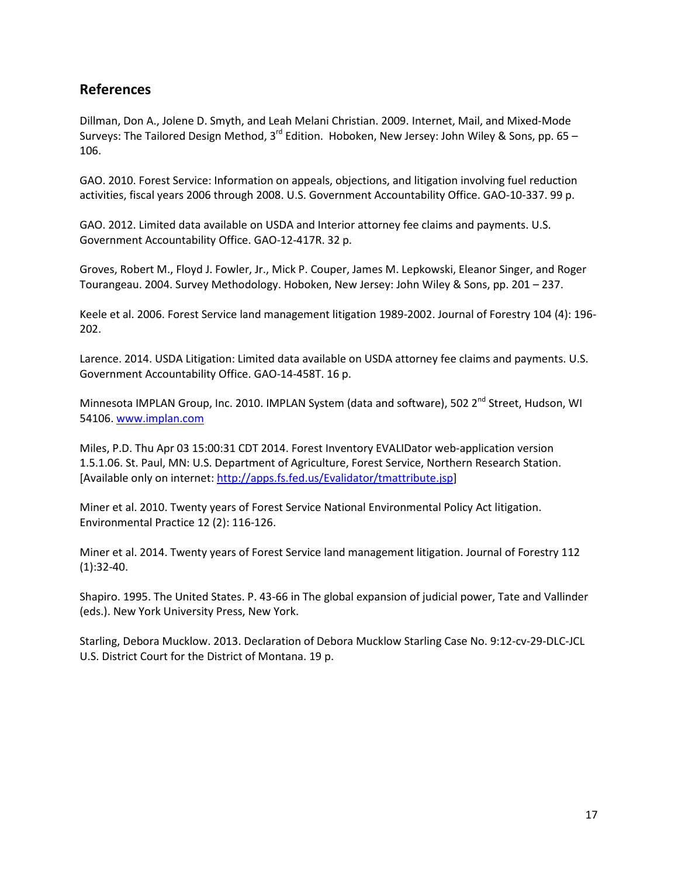## References

Dillman, Don A., Jolene D. Smyth, and Leah Melani Christian. 2009. Internet, Mail, and Mixed-Mode Surveys: The Tailored Design Method, 3rd Edition. Hoboken, New Jersey: John Wiley & Sons, pp. 65 – 106.

GAO. 2010. Forest Service: Information on appeals, objections, and litigation involving fuel reduction activities, fiscal years 2006 through 2008. U.S. Government Accountability Office. GAO-10-337. 99 p.

GAO. 2012. Limited data available on USDA and Interior attorney fee claims and payments. U.S. Government Accountability Office. GAO-12-417R. 32 p.

Groves, Robert M., Floyd J. Fowler, Jr., Mick P. Couper, James M. Lepkowski, Eleanor Singer, and Roger Tourangeau. 2004. Survey Methodology. Hoboken, New Jersey: John Wiley & Sons, pp. 201 – 237.

Keele et al. 2006. Forest Service land management litigation 1989-2002. Journal of Forestry 104 (4): 196-202.

Larence. 2014. USDA Litigation: Limited data available on USDA attorney fee claims and payments. U.S. Government Accountability Office. GAO-14-458T. 16 p.

Minnesota IMPLAN Group, Inc. 2010. IMPLAN System (data and software), 502 2nd Street, Hudson, WI 54106. [www.implan.com](http://www.implan.com)

Miles, P.D. Thu Apr 03 15:00:31 CDT 2014. Forest Inventory EVALIDator web-application version 1.5.1.06. St. Paul, MN: U.S. Department of Agriculture, Forest Service, Northern Research Station. [Available only on internet: [http://apps.fs.fed.us/Evalidator/tmattribute.jsp](http://apps.fs.fed.us/Evalidator/tmattribute.jsp)]

Miner et al. 2010. Twenty years of Forest Service National Environmental Policy Act litigation. Environmental Practice 12 (2): 116-126.

Miner et al. 2014. Twenty years of Forest Service land management litigation. Journal of Forestry 112 (1):32-40.

Shapiro. 1995. The United States. P. 43-66 in The global expansion of judicial power, Tate and Vallinder (eds.). New York University Press, New York.

Starling, Debora Mucklow. 2013. Declaration of Debora Mucklow Starling Case No. 9:12-cv-29-DLC-JCL U.S. District Court for the District of Montana. 19 p.